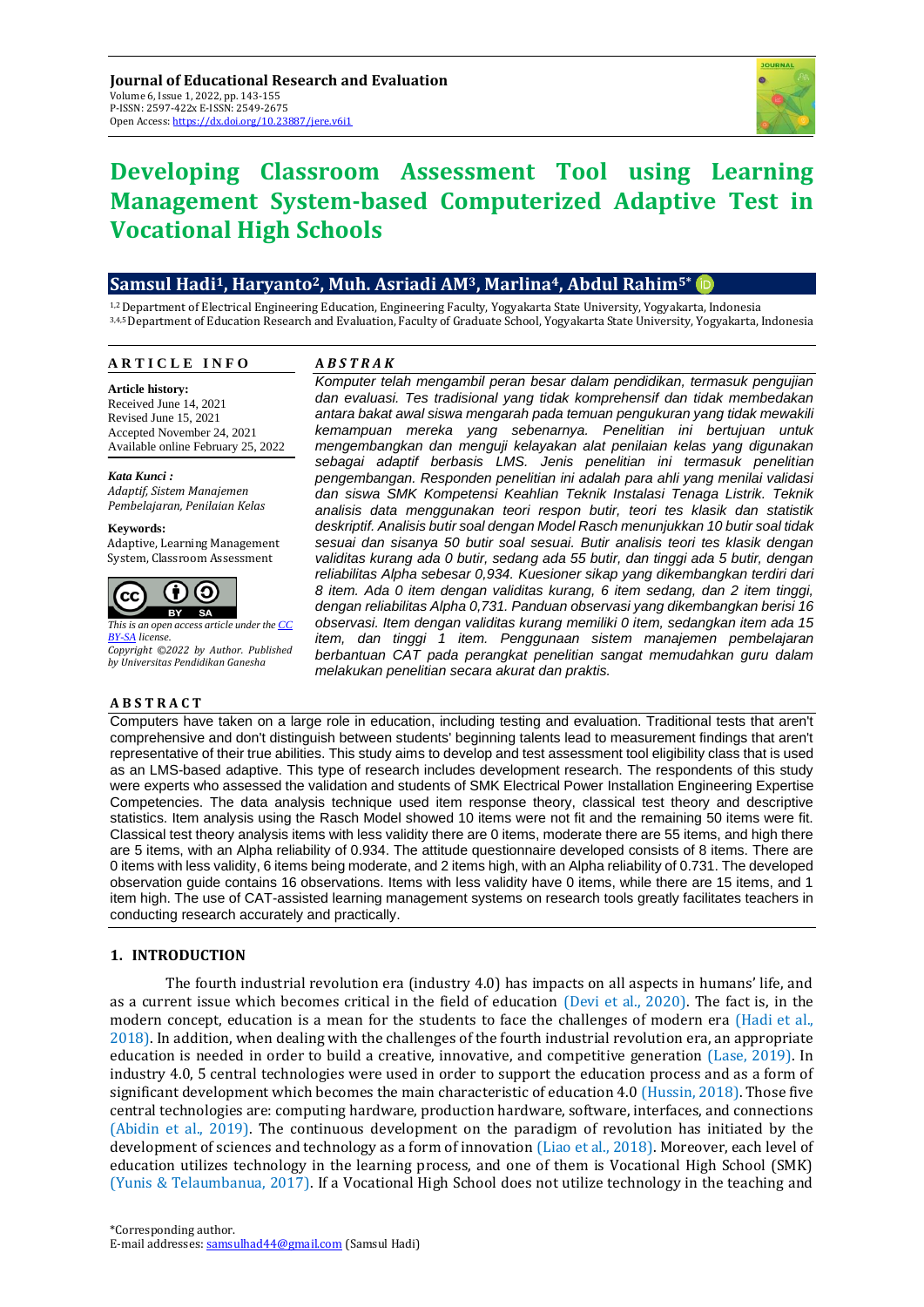**Journal of Educational Research and Evaluation**
Volume 6, Issue 1, 2022, pp. 143-155
P-ISSN: 2597-422x E-ISSN: 2549-2675
Open Access: https://dx.doi.org/10.23887/jere.v6i1

# Developing Classroom Assessment Tool using Learning Management System-based Computerized Adaptive Test in Vocational High Schools

**Samsul Hadi[1], Haryanto[2], Muh. Asriadi AM[3], Marlina[4], Abdul Rahim[5*]**

[1,2] Department of Electrical Engineering Education, Engineering Faculty, Yogyakarta State University, Yogyakarta, Indonesia
[3,4,5] Department of Education Research and Evaluation, Faculty of Graduate School, Yogyakarta State University, Yogyakarta, Indonesia

**ARTICLE INFO**

**Article history:**
Received June 14, 2021
Revised June 15, 2021
Accepted November 24, 2021
Available online February 25, 2022

***Kata Kunci :***
*Adaptif, Sistem Manajemen Pembelajaran, Penilaian Kelas*

**Keywords:**
Adaptive, Learning Management System, Classroom Assessment

*This is an open access article under the CC BY-SA license.*
*Copyright ©2022 by Author. Published by Universitas Pendidikan Ganesha*

***ABSTRAK***

*Komputer telah mengambil peran besar dalam pendidikan, termasuk pengujian dan evaluasi. Tes tradisional yang tidak komprehensif dan tidak membedakan antara bakat awal siswa mengarah pada temuan pengukuran yang tidak mewakili kemampuan mereka yang sebenarnya. Penelitian ini bertujuan untuk mengembangkan dan menguji kelayakan alat penilaian kelas yang digunakan sebagai adaptif berbasis LMS. Jenis penelitian ini termasuk penelitian pengembangan. Responden penelitian ini adalah para ahli yang menilai validasi dan siswa SMK Kompetensi Keahlian Teknik Instalasi Tenaga Listrik. Teknik analisis data menggunakan teori respon butir, teori tes klasik dan statistik deskriptif. Analisis butir soal dengan Model Rasch menunjukkan 10 butir soal tidak sesuai dan sisanya 50 butir soal sesuai. Butir analisis teori tes klasik dengan validitas kurang ada 0 butir, sedang ada 55 butir, dan tinggi ada 5 butir, dengan reliabilitas Alpha sebesar 0,934. Kuesioner sikap yang dikembangkan terdiri dari 8 item. Ada 0 item dengan validitas kurang, 6 item sedang, dan 2 item tinggi, dengan reliabilitas Alpha 0,731. Panduan observasi yang dikembangkan berisi 16 observasi. Item dengan validitas kurang memiliki 0 item, sedangkan item ada 15 item, dan tinggi 1 item. Penggunaan sistem manajemen pembelajaran berbantuan CAT pada perangkat penelitian sangat memudahkan guru dalam melakukan penelitian secara akurat dan praktis.*

**ABSTRACT**

Computers have taken on a large role in education, including testing and evaluation. Traditional tests that aren't comprehensive and don't distinguish between students' beginning talents lead to measurement findings that aren't representative of their true abilities. This study aims to develop and test assessment tool eligibility class that is used as an LMS-based adaptive. This type of research includes development research. The respondents of this study were experts who assessed the validation and students of SMK Electrical Power Installation Engineering Expertise Competencies. The data analysis technique used item response theory, classical test theory and descriptive statistics. Item analysis using the Rasch Model showed 10 items were not fit and the remaining 50 items were fit. Classical test theory analysis items with less validity there are 0 items, moderate there are 55 items, and high there are 5 items, with an Alpha reliability of 0.934. The attitude questionnaire developed consists of 8 items. There are 0 items with less validity, 6 items being moderate, and 2 items high, with an Alpha reliability of 0.731. The developed observation guide contains 16 observations. Items with less validity have 0 items, while there are 15 items, and 1 item high. The use of CAT-assisted learning management systems on research tools greatly facilitates teachers in conducting research accurately and practically.

## 1. INTRODUCTION

The fourth industrial revolution era (industry 4.0) has impacts on all aspects in humans' life, and as a current issue which becomes critical in the field of education (Devi et al., 2020). The fact is, in the modern concept, education is a mean for the students to face the challenges of modern era (Hadi et al., 2018). In addition, when dealing with the challenges of the fourth industrial revolution era, an appropriate education is needed in order to build a creative, innovative, and competitive generation (Lase, 2019). In industry 4.0, 5 central technologies were used in order to support the education process and as a form of significant development which becomes the main characteristic of education 4.0 (Hussin, 2018). Those five central technologies are: computing hardware, production hardware, software, interfaces, and connections (Abidin et al., 2019). The continuous development on the paradigm of revolution has initiated by the development of sciences and technology as a form of innovation (Liao et al., 2018). Moreover, each level of education utilizes technology in the learning process, and one of them is Vocational High School (SMK) (Yunis & Telaumbanua, 2017). If a Vocational High School does not utilize technology in the teaching and

*Corresponding author.
E-mail addresses: samsulhad44@gmail.com (Samsul Hadi)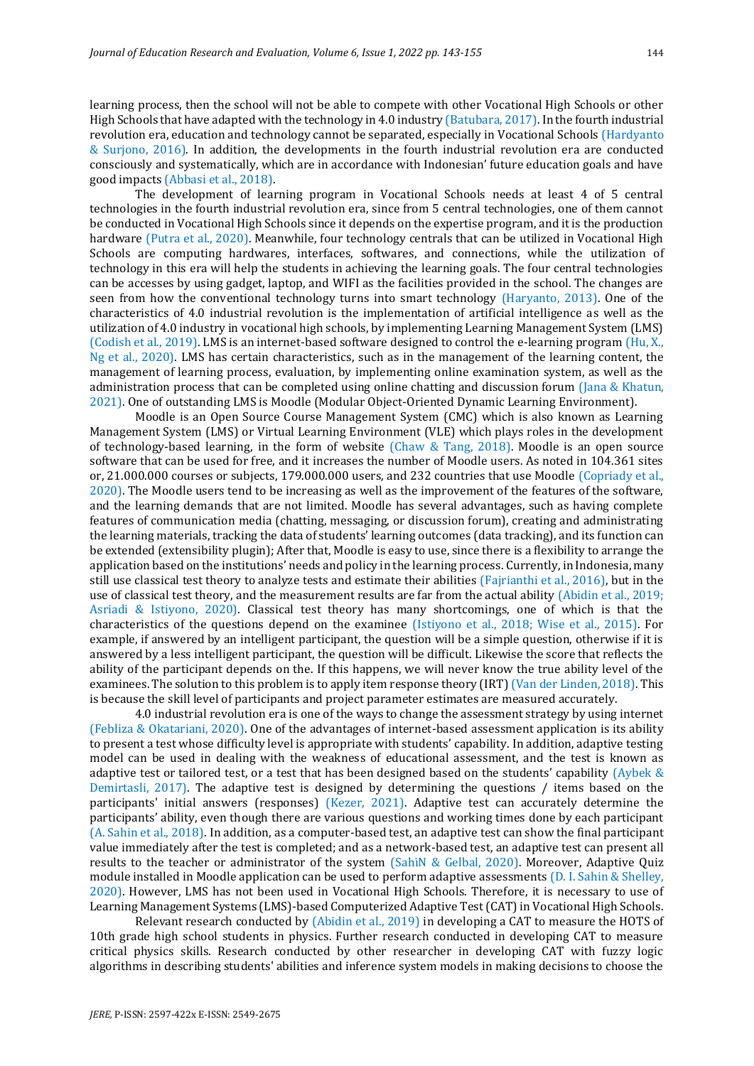learning process, then the school will not be able to compete with other Vocational High Schools or other High Schools that have adapted with the technology in 4.0 industry (Batubara, 2017). In the fourth industrial revolution era, education and technology cannot be separated, especially in Vocational Schools (Hardyanto & Surjono, 2016). In addition, the developments in the fourth industrial revolution era are conducted consciously and systematically, which are in accordance with Indonesian' future education goals and have good impacts (Abbasi et al., 2018).

The development of learning program in Vocational Schools needs at least 4 of 5 central technologies in the fourth industrial revolution era, since from 5 central technologies, one of them cannot be conducted in Vocational High Schools since it depends on the expertise program, and it is the production hardware (Putra et al., 2020). Meanwhile, four technology centrals that can be utilized in Vocational High Schools are computing hardwares, interfaces, softwares, and connections, while the utilization of technology in this era will help the students in achieving the learning goals. The four central technologies can be accesses by using gadget, laptop, and WIFI as the facilities provided in the school. The changes are seen from how the conventional technology turns into smart technology (Haryanto, 2013). One of the characteristics of 4.0 industrial revolution is the implementation of artificial intelligence as well as the utilization of 4.0 industry in vocational high schools, by implementing Learning Management System (LMS) (Codish et al., 2019). LMS is an internet-based software designed to control the e-learning program (Hu, X., Ng et al., 2020). LMS has certain characteristics, such as in the management of the learning content, the management of learning process, evaluation, by implementing online examination system, as well as the administration process that can be completed using online chatting and discussion forum (Jana & Khatun, 2021). One of outstanding LMS is Moodle (Modular Object-Oriented Dynamic Learning Environment).

Moodle is an Open Source Course Management System (CMC) which is also known as Learning Management System (LMS) or Virtual Learning Environment (VLE) which plays roles in the development of technology-based learning, in the form of website (Chaw & Tang, 2018). Moodle is an open source software that can be used for free, and it increases the number of Moodle users. As noted in 104.361 sites or, 21.000.000 courses or subjects, 179.000.000 users, and 232 countries that use Moodle (Copriady et al., 2020). The Moodle users tend to be increasing as well as the improvement of the features of the software, and the learning demands that are not limited. Moodle has several advantages, such as having complete features of communication media (chatting, messaging, or discussion forum), creating and administrating the learning materials, tracking the data of students' learning outcomes (data tracking), and its function can be extended (extensibility plugin); After that, Moodle is easy to use, since there is a flexibility to arrange the application based on the institutions' needs and policy in the learning process. Currently, in Indonesia, many still use classical test theory to analyze tests and estimate their abilities (Fajrianthi et al., 2016), but in the use of classical test theory, and the measurement results are far from the actual ability (Abidin et al., 2019; Asriadi & Istiyono, 2020). Classical test theory has many shortcomings, one of which is that the characteristics of the questions depend on the examinee (Istiyono et al., 2018; Wise et al., 2015). For example, if answered by an intelligent participant, the question will be a simple question, otherwise if it is answered by a less intelligent participant, the question will be difficult. Likewise the score that reflects the ability of the participant depends on the. If this happens, we will never know the true ability level of the examinees. The solution to this problem is to apply item response theory (IRT) (Van der Linden, 2018). This is because the skill level of participants and project parameter estimates are measured accurately.

4.0 industrial revolution era is one of the ways to change the assessment strategy by using internet (Febliza & Okatariani, 2020). One of the advantages of internet-based assessment application is its ability to present a test whose difficulty level is appropriate with students' capability. In addition, adaptive testing model can be used in dealing with the weakness of educational assessment, and the test is known as adaptive test or tailored test, or a test that has been designed based on the students' capability (Aybek & Demirtasli, 2017). The adaptive test is designed by determining the questions / items based on the participants' initial answers (responses) (Kezer, 2021). Adaptive test can accurately determine the participants' ability, even though there are various questions and working times done by each participant (A. Sahin et al., 2018). In addition, as a computer-based test, an adaptive test can show the final participant value immediately after the test is completed; and as a network-based test, an adaptive test can present all results to the teacher or administrator of the system (SahiN & Gelbal, 2020). Moreover, Adaptive Quiz module installed in Moodle application can be used to perform adaptive assessments (D. I. Sahin & Shelley, 2020). However, LMS has not been used in Vocational High Schools. Therefore, it is necessary to use of Learning Management Systems (LMS)-based Computerized Adaptive Test (CAT) in Vocational High Schools.

Relevant research conducted by (Abidin et al., 2019) in developing a CAT to measure the HOTS of 10th grade high school students in physics. Further research conducted in developing CAT to measure critical physics skills. Research conducted by other researcher in developing CAT with fuzzy logic algorithms in describing students' abilities and inference system models in making decisions to choose the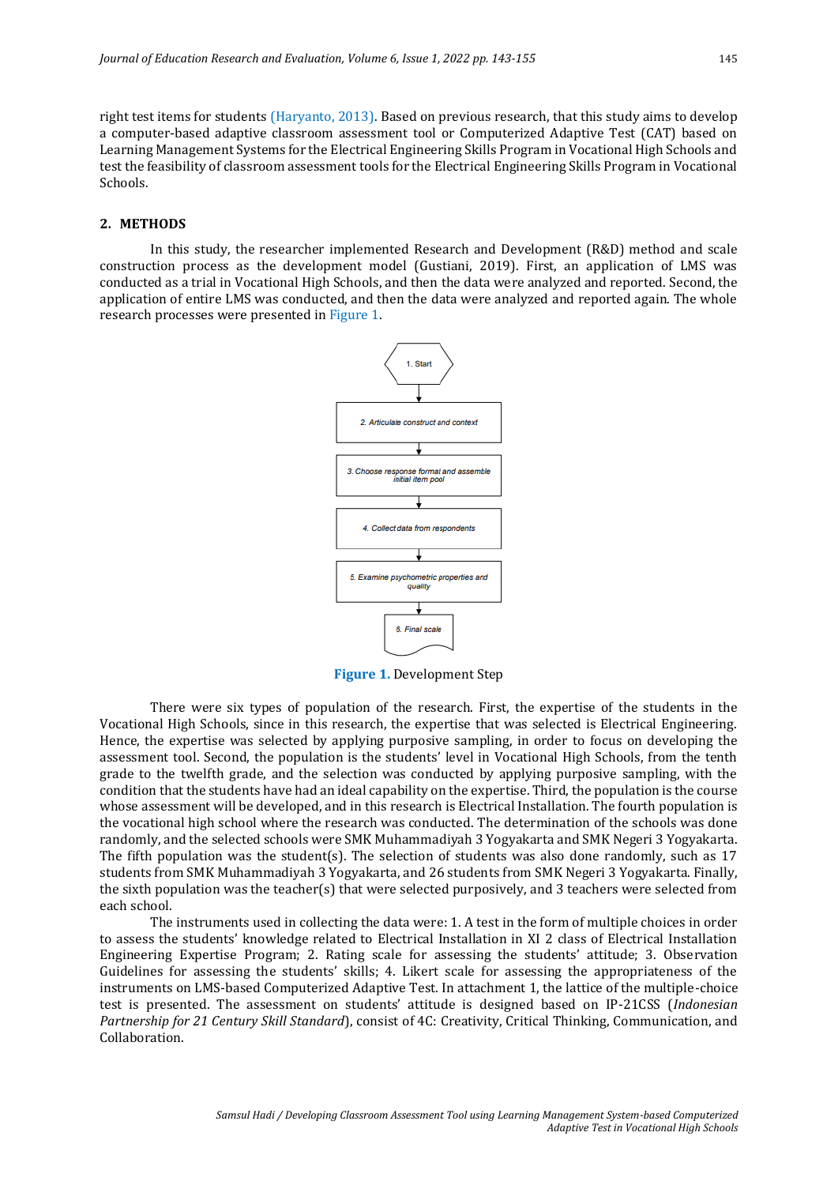right test items for students (Haryanto, 2013). Based on previous research, that this study aims to develop a computer-based adaptive classroom assessment tool or Computerized Adaptive Test (CAT) based on Learning Management Systems for the Electrical Engineering Skills Program in Vocational High Schools and test the feasibility of classroom assessment tools for the Electrical Engineering Skills Program in Vocational Schools.

## 2. METHODS

In this study, the researcher implemented Research and Development (R&D) method and scale construction process as the development model (Gustiani, 2019). First, an application of LMS was conducted as a trial in Vocational High Schools, and then the data were analyzed and reported. Second, the application of entire LMS was conducted, and then the data were analyzed and reported again. The whole research processes were presented in Figure 1.

1. Start

2. Articulate construct and context

3. Choose response format and assemble initial item pool

4. Collect data from respondents

5. Examine psychometric properties and quality

6. Final scale

**Figure 1.** Development Step

There were six types of population of the research. First, the expertise of the students in the Vocational High Schools, since in this research, the expertise that was selected is Electrical Engineering. Hence, the expertise was selected by applying purposive sampling, in order to focus on developing the assessment tool. Second, the population is the students' level in Vocational High Schools, from the tenth grade to the twelfth grade, and the selection was conducted by applying purposive sampling, with the condition that the students have had an ideal capability on the expertise. Third, the population is the course whose assessment will be developed, and in this research is Electrical Installation. The fourth population is the vocational high school where the research was conducted. The determination of the schools was done randomly, and the selected schools were SMK Muhammadiyah 3 Yogyakarta and SMK Negeri 3 Yogyakarta. The fifth population was the student(s). The selection of students was also done randomly, such as 17 students from SMK Muhammadiyah 3 Yogyakarta, and 26 students from SMK Negeri 3 Yogyakarta. Finally, the sixth population was the teacher(s) that were selected purposively, and 3 teachers were selected from each school.

The instruments used in collecting the data were: 1. A test in the form of multiple choices in order to assess the students' knowledge related to Electrical Installation in XI 2 class of Electrical Installation Engineering Expertise Program; 2. Rating scale for assessing the students' attitude; 3. Observation Guidelines for assessing the students' skills; 4. Likert scale for assessing the appropriateness of the instruments on LMS-based Computerized Adaptive Test. In attachment 1, the lattice of the multiple-choice test is presented. The assessment on students' attitude is designed based on IP-21CSS (*Indonesian Partnership for 21 Century Skill Standard*), consist of 4C: Creativity, Critical Thinking, Communication, and Collaboration.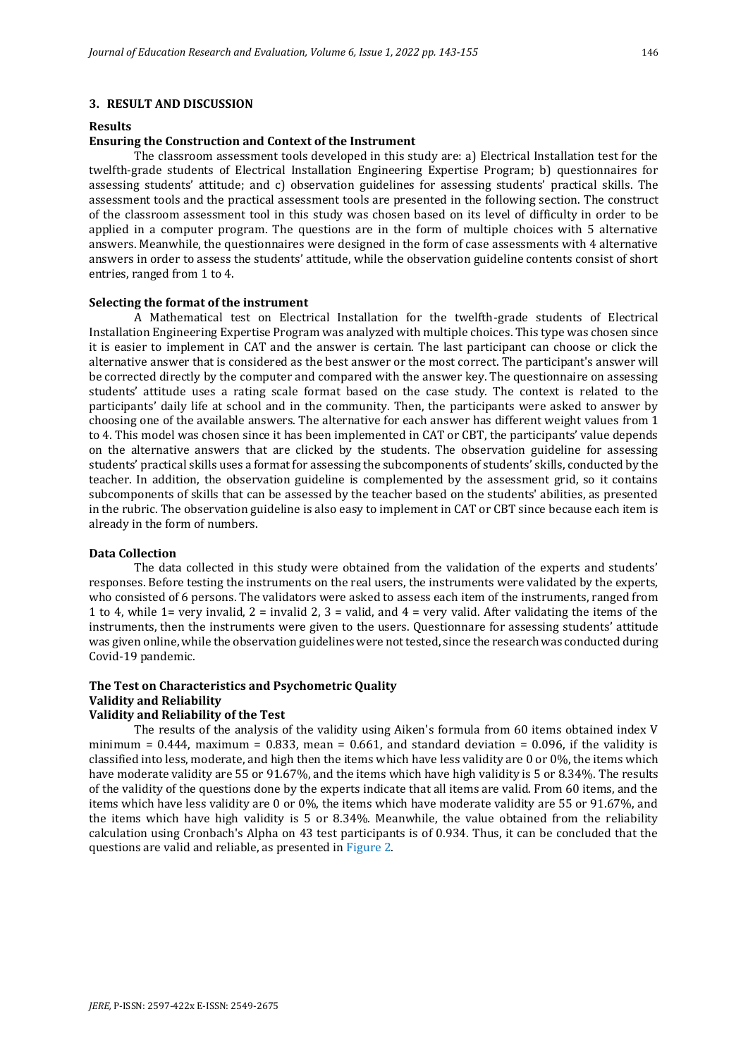## 3. RESULT AND DISCUSSION

### Results

#### Ensuring the Construction and Context of the Instrument

The classroom assessment tools developed in this study are: a) Electrical Installation test for the twelfth-grade students of Electrical Installation Engineering Expertise Program; b) questionnaires for assessing students' attitude; and c) observation guidelines for assessing students' practical skills. The assessment tools and the practical assessment tools are presented in the following section. The construct of the classroom assessment tool in this study was chosen based on its level of difficulty in order to be applied in a computer program. The questions are in the form of multiple choices with 5 alternative answers. Meanwhile, the questionnaires were designed in the form of case assessments with 4 alternative answers in order to assess the students' attitude, while the observation guideline contents consist of short entries, ranged from 1 to 4.

#### Selecting the format of the instrument

A Mathematical test on Electrical Installation for the twelfth-grade students of Electrical Installation Engineering Expertise Program was analyzed with multiple choices. This type was chosen since it is easier to implement in CAT and the answer is certain. The last participant can choose or click the alternative answer that is considered as the best answer or the most correct. The participant's answer will be corrected directly by the computer and compared with the answer key. The questionnaire on assessing students' attitude uses a rating scale format based on the case study. The context is related to the participants' daily life at school and in the community. Then, the participants were asked to answer by choosing one of the available answers. The alternative for each answer has different weight values from 1 to 4. This model was chosen since it has been implemented in CAT or CBT, the participants' value depends on the alternative answers that are clicked by the students. The observation guideline for assessing students' practical skills uses a format for assessing the subcomponents of students' skills, conducted by the teacher. In addition, the observation guideline is complemented by the assessment grid, so it contains subcomponents of skills that can be assessed by the teacher based on the students' abilities, as presented in the rubric. The observation guideline is also easy to implement in CAT or CBT since because each item is already in the form of numbers.

#### Data Collection

The data collected in this study were obtained from the validation of the experts and students' responses. Before testing the instruments on the real users, the instruments were validated by the experts, who consisted of 6 persons. The validators were asked to assess each item of the instruments, ranged from 1 to 4, while 1= very invalid, 2 = invalid 2, 3 = valid, and 4 = very valid. After validating the items of the instruments, then the instruments were given to the users. Questionnaire for assessing students' attitude was given online, while the observation guidelines were not tested, since the research was conducted during Covid-19 pandemic.

#### The Test on Characteristics and Psychometric Quality

#### Validity and Reliability

#### Validity and Reliability of the Test

The results of the analysis of the validity using Aiken's formula from 60 items obtained index V minimum = 0.444, maximum = 0.833, mean = 0.661, and standard deviation = 0.096, if the validity is classified into less, moderate, and high then the items which have less validity are 0 or 0%, the items which have moderate validity are 55 or 91.67%, and the items which have high validity is 5 or 8.34%. The results of the validity of the questions done by the experts indicate that all items are valid. From 60 items, and the items which have less validity are 0 or 0%, the items which have moderate validity are 55 or 91.67%, and the items which have high validity is 5 or 8.34%. Meanwhile, the value obtained from the reliability calculation using Cronbach's Alpha on 43 test participants is of 0.934. Thus, it can be concluded that the questions are valid and reliable, as presented in Figure 2.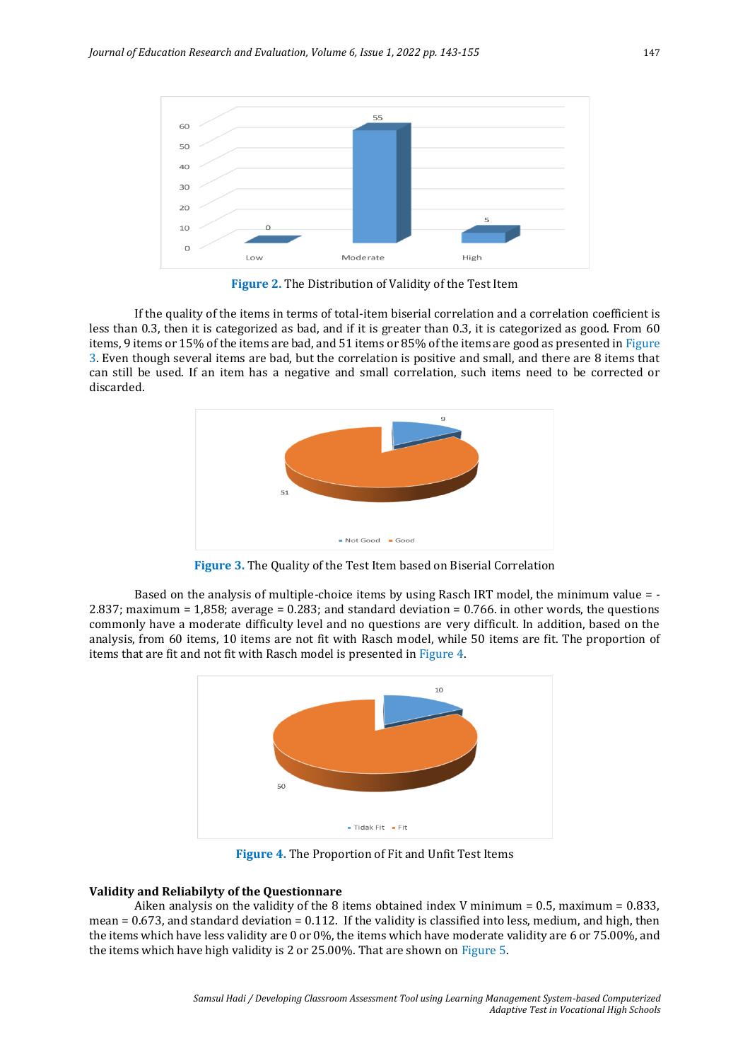Figure 2. The Distribution of Validity of the Test Item

If the quality of the items in terms of total-item biserial correlation and a correlation coefficient is less than 0.3, then it is categorized as bad, and if it is greater than 0.3, it is categorized as good. From 60 items, 9 items or 15% of the items are bad, and 51 items or 85% of the items are good as presented in Figure 3. Even though several items are bad, but the correlation is positive and small, and there are 8 items that can still be used. If an item has a negative and small correlation, such items need to be corrected or discarded.

Figure 3. The Quality of the Test Item based on Biserial Correlation

Based on the analysis of multiple-choice items by using Rasch IRT model, the minimum value = -2.837; maximum = 1,858; average = 0.283; and standard deviation = 0.766. in other words, the questions commonly have a moderate difficulty level and no questions are very difficult. In addition, based on the analysis, from 60 items, 10 items are not fit with Rasch model, while 50 items are fit. The proportion of items that are fit and not fit with Rasch model is presented in Figure 4.

Figure 4. The Proportion of Fit and Unfit Test Items

**Validity and Reliabilyty of the Questionnare**

Aiken analysis on the validity of the 8 items obtained index V minimum = 0.5, maximum = 0.833, mean = 0.673, and standard deviation = 0.112. If the validity is classified into less, medium, and high, then the items which have less validity are 0 or 0%, the items which have moderate validity are 6 or 75.00%, and the items which have high validity is 2 or 25.00%. That are shown on Figure 5.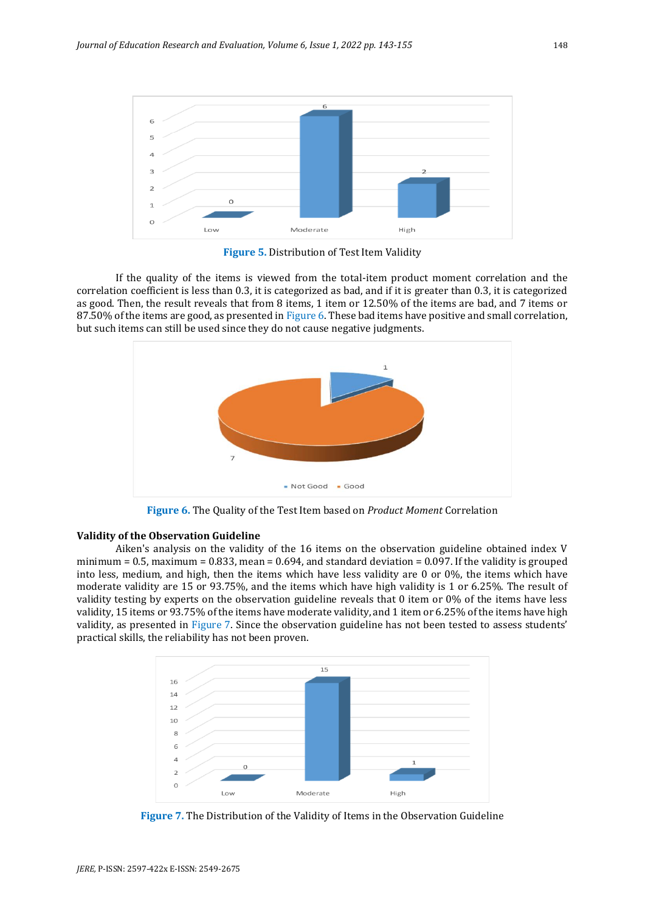Figure 5. Distribution of Test Item Validity

If the quality of the items is viewed from the total-item product moment correlation and the correlation coefficient is less than 0.3, it is categorized as bad, and if it is greater than 0.3, it is categorized as good. Then, the result reveals that from 8 items, 1 item or 12.50% of the items are bad, and 7 items or 87.50% of the items are good, as presented in Figure 6. These bad items have positive and small correlation, but such items can still be used since they do not cause negative judgments.

Figure 6. The Quality of the Test Item based on *Product Moment* Correlation

**Validity of the Observation Guideline**

Aiken's analysis on the validity of the 16 items on the observation guideline obtained index V minimum = 0.5, maximum = 0.833, mean = 0.694, and standard deviation = 0.097. If the validity is grouped into less, medium, and high, then the items which have less validity are 0 or 0%, the items which have moderate validity are 15 or 93.75%, and the items which have high validity is 1 or 6.25%. The result of validity testing by experts on the observation guideline reveals that 0 item or 0% of the items have less validity, 15 items or 93.75% of the items have moderate validity, and 1 item or 6.25% of the items have high validity, as presented in Figure 7. Since the observation guideline has not been tested to assess students' practical skills, the reliability has not been proven.

Figure 7. The Distribution of the Validity of Items in the Observation Guideline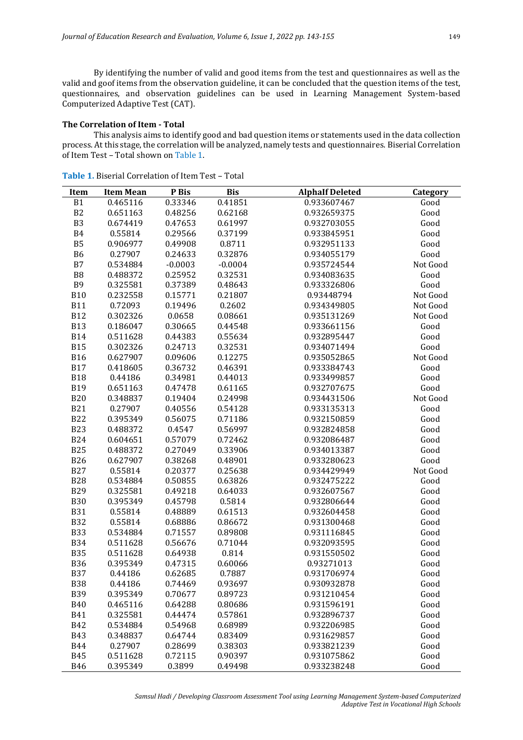By identifying the number of valid and good items from the test and questionnaires as well as the valid and goof items from the observation guideline, it can be concluded that the question items of the test, questionnaires, and observation guidelines can be used in Learning Management System-based Computerized Adaptive Test (CAT).

### The Correlation of Item - Total

This analysis aims to identify good and bad question items or statements used in the data collection process. At this stage, the correlation will be analyzed, namely tests and questionnaires. Biserial Correlation of Item Test – Total shown on Table 1.

**Table 1.** Biserial Correlation of Item Test – Total

| Item | Item Mean | P Bis | Bis | AlphaIf Deleted | Category |
|---|---|---|---|---|---|
| B1 | 0.465116 | 0.33346 | 0.41851 | 0.933607467 | Good |
| B2 | 0.651163 | 0.48256 | 0.62168 | 0.932659375 | Good |
| B3 | 0.674419 | 0.47653 | 0.61997 | 0.932703055 | Good |
| B4 | 0.55814 | 0.29566 | 0.37199 | 0.933845951 | Good |
| B5 | 0.906977 | 0.49908 | 0.8711 | 0.932951133 | Good |
| B6 | 0.27907 | 0.24633 | 0.32876 | 0.934055179 | Good |
| B7 | 0.534884 | -0.0003 | -0.0004 | 0.935724544 | Not Good |
| B8 | 0.488372 | 0.25952 | 0.32531 | 0.934083635 | Good |
| B9 | 0.325581 | 0.37389 | 0.48643 | 0.933326806 | Good |
| B10 | 0.232558 | 0.15771 | 0.21807 | 0.93448794 | Not Good |
| B11 | 0.72093 | 0.19496 | 0.2602 | 0.934349805 | Not Good |
| B12 | 0.302326 | 0.0658 | 0.08661 | 0.935131269 | Not Good |
| B13 | 0.186047 | 0.30665 | 0.44548 | 0.933661156 | Good |
| B14 | 0.511628 | 0.44383 | 0.55634 | 0.932895447 | Good |
| B15 | 0.302326 | 0.24713 | 0.32531 | 0.934071494 | Good |
| B16 | 0.627907 | 0.09606 | 0.12275 | 0.935052865 | Not Good |
| B17 | 0.418605 | 0.36732 | 0.46391 | 0.933384743 | Good |
| B18 | 0.44186 | 0.34981 | 0.44013 | 0.933499857 | Good |
| B19 | 0.651163 | 0.47478 | 0.61165 | 0.932707675 | Good |
| B20 | 0.348837 | 0.19404 | 0.24998 | 0.934431506 | Not Good |
| B21 | 0.27907 | 0.40556 | 0.54128 | 0.933135313 | Good |
| B22 | 0.395349 | 0.56075 | 0.71186 | 0.932150859 | Good |
| B23 | 0.488372 | 0.4547 | 0.56997 | 0.932824858 | Good |
| B24 | 0.604651 | 0.57079 | 0.72462 | 0.932086487 | Good |
| B25 | 0.488372 | 0.27049 | 0.33906 | 0.934013387 | Good |
| B26 | 0.627907 | 0.38268 | 0.48901 | 0.933280623 | Good |
| B27 | 0.55814 | 0.20377 | 0.25638 | 0.934429949 | Not Good |
| B28 | 0.534884 | 0.50855 | 0.63826 | 0.932475222 | Good |
| B29 | 0.325581 | 0.49218 | 0.64033 | 0.932607567 | Good |
| B30 | 0.395349 | 0.45798 | 0.5814 | 0.932806644 | Good |
| B31 | 0.55814 | 0.48889 | 0.61513 | 0.932604458 | Good |
| B32 | 0.55814 | 0.68886 | 0.86672 | 0.931300468 | Good |
| B33 | 0.534884 | 0.71557 | 0.89808 | 0.931116845 | Good |
| B34 | 0.511628 | 0.56676 | 0.71044 | 0.932093595 | Good |
| B35 | 0.511628 | 0.64938 | 0.814 | 0.931550502 | Good |
| B36 | 0.395349 | 0.47315 | 0.60066 | 0.93271013 | Good |
| B37 | 0.44186 | 0.62685 | 0.7887 | 0.931706974 | Good |
| B38 | 0.44186 | 0.74469 | 0.93697 | 0.930932878 | Good |
| B39 | 0.395349 | 0.70677 | 0.89723 | 0.931210454 | Good |
| B40 | 0.465116 | 0.64288 | 0.80686 | 0.931596191 | Good |
| B41 | 0.325581 | 0.44474 | 0.57861 | 0.932896737 | Good |
| B42 | 0.534884 | 0.54968 | 0.68989 | 0.932206985 | Good |
| B43 | 0.348837 | 0.64744 | 0.83409 | 0.931629857 | Good |
| B44 | 0.27907 | 0.28699 | 0.38303 | 0.933821239 | Good |
| B45 | 0.511628 | 0.72115 | 0.90397 | 0.931075862 | Good |
| B46 | 0.395349 | 0.3899 | 0.49498 | 0.933238248 | Good |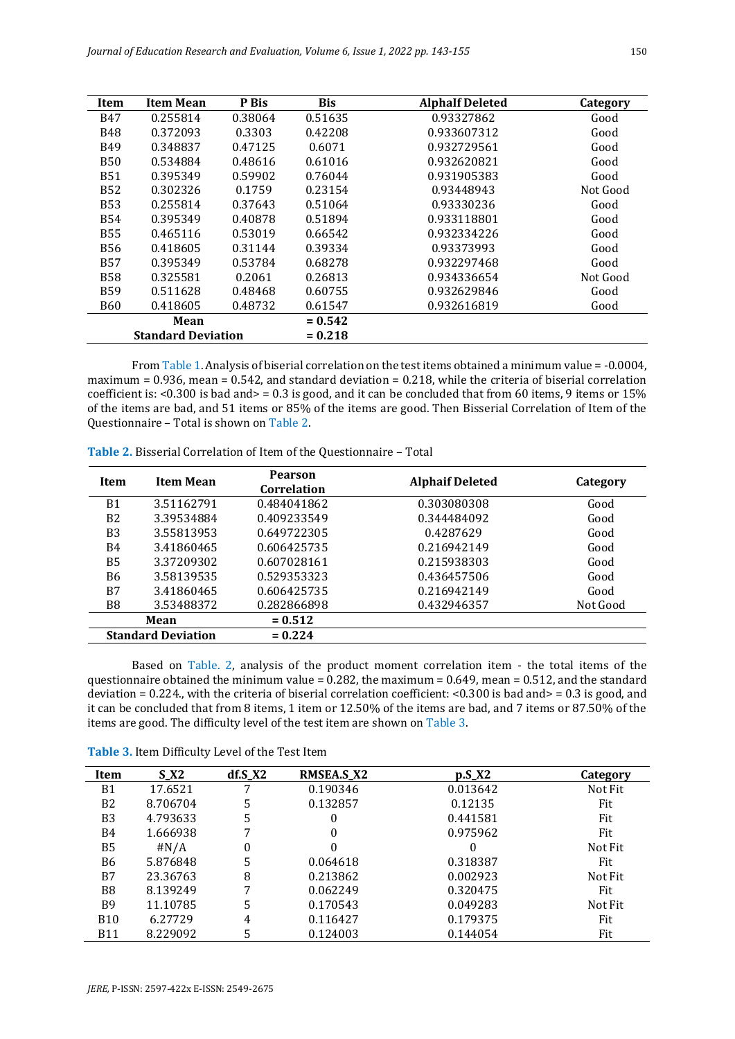| Item | Item Mean | P Bis | Bis | AlphaIf Deleted | Category |
|---|---|---|---|---|---|
| B47 | 0.255814 | 0.38064 | 0.51635 | 0.93327862 | Good |
| B48 | 0.372093 | 0.3303 | 0.42208 | 0.933607312 | Good |
| B49 | 0.348837 | 0.47125 | 0.6071 | 0.932729561 | Good |
| B50 | 0.534884 | 0.48616 | 0.61016 | 0.932620821 | Good |
| B51 | 0.395349 | 0.59902 | 0.76044 | 0.931905383 | Good |
| B52 | 0.302326 | 0.1759 | 0.23154 | 0.93448943 | Not Good |
| B53 | 0.255814 | 0.37643 | 0.51064 | 0.93330236 | Good |
| B54 | 0.395349 | 0.40878 | 0.51894 | 0.933118801 | Good |
| B55 | 0.465116 | 0.53019 | 0.66542 | 0.932334226 | Good |
| B56 | 0.418605 | 0.31144 | 0.39334 | 0.93373993 | Good |
| B57 | 0.395349 | 0.53784 | 0.68278 | 0.932297468 | Good |
| B58 | 0.325581 | 0.2061 | 0.26813 | 0.934336654 | Not Good |
| B59 | 0.511628 | 0.48468 | 0.60755 | 0.932629846 | Good |
| B60 | 0.418605 | 0.48732 | 0.61547 | 0.932616819 | Good |
| **Mean** | | | **= 0.542** | | |
| **Standard Deviation** | | | **= 0.218** | | |

From Table 1. Analysis of biserial correlation on the test items obtained a minimum value = -0.0004, maximum = 0.936, mean = 0.542, and standard deviation = 0.218, while the criteria of biserial correlation coefficient is: <0.300 is bad and> = 0.3 is good, and it can be concluded that from 60 items, 9 items or 15% of the items are bad, and 51 items or 85% of the items are good. Then Bisserial Correlation of Item of the Questionnaire – Total is shown on Table 2.

**Table 2.** Bisserial Correlation of Item of the Questionnaire – Total

| Item | Item Mean | Pearson Correlation | Alphaif Deleted | Category |
|---|---|---|---|---|
| B1 | 3.51162791 | 0.484041862 | 0.303080308 | Good |
| B2 | 3.39534884 | 0.409233549 | 0.344484092 | Good |
| B3 | 3.55813953 | 0.649722305 | 0.4287629 | Good |
| B4 | 3.41860465 | 0.606425735 | 0.216942149 | Good |
| B5 | 3.37209302 | 0.607028161 | 0.215938303 | Good |
| B6 | 3.58139535 | 0.529353323 | 0.436457506 | Good |
| B7 | 3.41860465 | 0.606425735 | 0.216942149 | Good |
| B8 | 3.53488372 | 0.282866898 | 0.432946357 | Not Good |
| **Mean** | | **= 0.512** | | |
| **Standard Deviation** | | **= 0.224** | | |

Based on Table. 2, analysis of the product moment correlation item - the total items of the questionnaire obtained the minimum value = 0.282, the maximum = 0.649, mean = 0.512, and the standard deviation = 0.224., with the criteria of biserial correlation coefficient: <0.300 is bad and> = 0.3 is good, and it can be concluded that from 8 items, 1 item or 12.50% of the items are bad, and 7 items or 87.50% of the items are good. The difficulty level of the test item are shown on Table 3.

**Table 3.** Item Difficulty Level of the Test Item

| Item | S_X2 | df.S_X2 | RMSEA.S_X2 | p.S_X2 | Category |
|---|---|---|---|---|---|
| B1 | 17.6521 | 7 | 0.190346 | 0.013642 | Not Fit |
| B2 | 8.706704 | 5 | 0.132857 | 0.12135 | Fit |
| B3 | 4.793633 | 5 | 0 | 0.441581 | Fit |
| B4 | 1.666938 | 7 | 0 | 0.975962 | Fit |
| B5 | #N/A | 0 | 0 | 0 | Not Fit |
| B6 | 5.876848 | 5 | 0.064618 | 0.318387 | Fit |
| B7 | 23.36763 | 8 | 0.213862 | 0.002923 | Not Fit |
| B8 | 8.139249 | 7 | 0.062249 | 0.320475 | Fit |
| B9 | 11.10785 | 5 | 0.170543 | 0.049283 | Not Fit |
| B10 | 6.27729 | 4 | 0.116427 | 0.179375 | Fit |
| B11 | 8.229092 | 5 | 0.124003 | 0.144054 | Fit |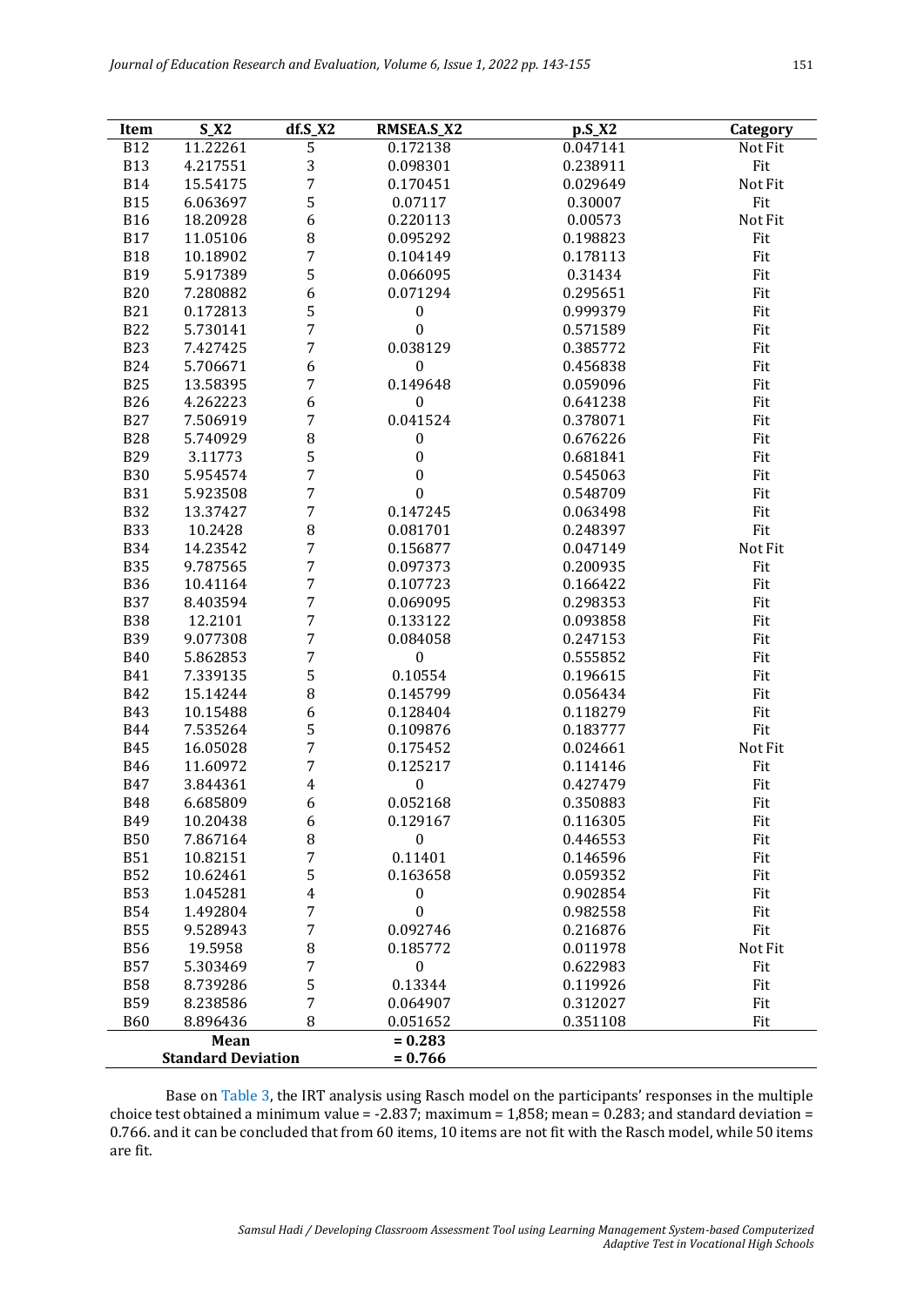| Item | S_X2 | df.S_X2 | RMSEA.S_X2 | p.S_X2 | Category |
|---|---|---|---|---|---|
| B12 | 11.22261 | 5 | 0.172138 | 0.047141 | Not Fit |
| B13 | 4.217551 | 3 | 0.098301 | 0.238911 | Fit |
| B14 | 15.54175 | 7 | 0.170451 | 0.029649 | Not Fit |
| B15 | 6.063697 | 5 | 0.07117 | 0.30007 | Fit |
| B16 | 18.20928 | 6 | 0.220113 | 0.00573 | Not Fit |
| B17 | 11.05106 | 8 | 0.095292 | 0.198823 | Fit |
| B18 | 10.18902 | 7 | 0.104149 | 0.178113 | Fit |
| B19 | 5.917389 | 5 | 0.066095 | 0.31434 | Fit |
| B20 | 7.280882 | 6 | 0.071294 | 0.295651 | Fit |
| B21 | 0.172813 | 5 | 0 | 0.999379 | Fit |
| B22 | 5.730141 | 7 | 0 | 0.571589 | Fit |
| B23 | 7.427425 | 7 | 0.038129 | 0.385772 | Fit |
| B24 | 5.706671 | 6 | 0 | 0.456838 | Fit |
| B25 | 13.58395 | 7 | 0.149648 | 0.059096 | Fit |
| B26 | 4.262223 | 6 | 0 | 0.641238 | Fit |
| B27 | 7.506919 | 7 | 0.041524 | 0.378071 | Fit |
| B28 | 5.740929 | 8 | 0 | 0.676226 | Fit |
| B29 | 3.11773 | 5 | 0 | 0.681841 | Fit |
| B30 | 5.954574 | 7 | 0 | 0.545063 | Fit |
| B31 | 5.923508 | 7 | 0 | 0.548709 | Fit |
| B32 | 13.37427 | 7 | 0.147245 | 0.063498 | Fit |
| B33 | 10.2428 | 8 | 0.081701 | 0.248397 | Fit |
| B34 | 14.23542 | 7 | 0.156877 | 0.047149 | Not Fit |
| B35 | 9.787565 | 7 | 0.097373 | 0.200935 | Fit |
| B36 | 10.41164 | 7 | 0.107723 | 0.166422 | Fit |
| B37 | 8.403594 | 7 | 0.069095 | 0.298353 | Fit |
| B38 | 12.2101 | 7 | 0.133122 | 0.093858 | Fit |
| B39 | 9.077308 | 7 | 0.084058 | 0.247153 | Fit |
| B40 | 5.862853 | 7 | 0 | 0.555852 | Fit |
| B41 | 7.339135 | 5 | 0.10554 | 0.196615 | Fit |
| B42 | 15.14244 | 8 | 0.145799 | 0.056434 | Fit |
| B43 | 10.15488 | 6 | 0.128404 | 0.118279 | Fit |
| B44 | 7.535264 | 5 | 0.109876 | 0.183777 | Fit |
| B45 | 16.05028 | 7 | 0.175452 | 0.024661 | Not Fit |
| B46 | 11.60972 | 7 | 0.125217 | 0.114146 | Fit |
| B47 | 3.844361 | 4 | 0 | 0.427479 | Fit |
| B48 | 6.685809 | 6 | 0.052168 | 0.350883 | Fit |
| B49 | 10.20438 | 6 | 0.129167 | 0.116305 | Fit |
| B50 | 7.867164 | 8 | 0 | 0.446553 | Fit |
| B51 | 10.82151 | 7 | 0.11401 | 0.146596 | Fit |
| B52 | 10.62461 | 5 | 0.163658 | 0.059352 | Fit |
| B53 | 1.045281 | 4 | 0 | 0.902854 | Fit |
| B54 | 1.492804 | 7 | 0 | 0.982558 | Fit |
| B55 | 9.528943 | 7 | 0.092746 | 0.216876 | Fit |
| B56 | 19.5958 | 8 | 0.185772 | 0.011978 | Not Fit |
| B57 | 5.303469 | 7 | 0 | 0.622983 | Fit |
| B58 | 8.739286 | 5 | 0.13344 | 0.119926 | Fit |
| B59 | 8.238586 | 7 | 0.064907 | 0.312027 | Fit |
| B60 | 8.896436 | 8 | 0.051652 | 0.351108 | Fit |
| **Mean** | | | = 0.283 | | |
| **Standard Deviation** | | | = 0.766 | | |

Base on Table 3, the IRT analysis using Rasch model on the participants' responses in the multiple choice test obtained a minimum value = -2.837; maximum = 1,858; mean = 0.283; and standard deviation = 0.766. and it can be concluded that from 60 items, 10 items are not fit with the Rasch model, while 50 items are fit.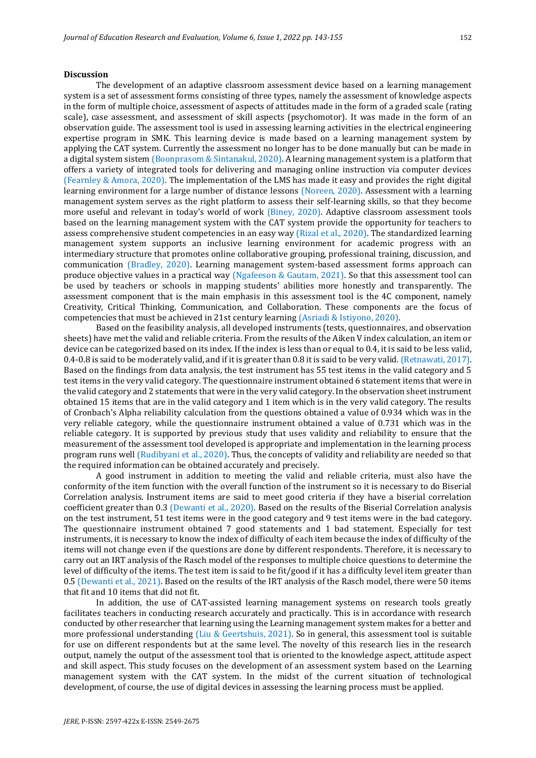**Discussion**

The development of an adaptive classroom assessment device based on a learning management system is a set of assessment forms consisting of three types, namely the assessment of knowledge aspects in the form of multiple choice, assessment of aspects of attitudes made in the form of a graded scale (rating scale), case assessment, and assessment of skill aspects (psychomotor). It was made in the form of an observation guide. The assessment tool is used in assessing learning activities in the electrical engineering expertise program in SMK. This learning device is made based on a learning management system by applying the CAT system. Currently the assessment no longer has to be done manually but can be made in a digital system sistem (Boonprasom & Sintanakul, 2020). A learning management system is a platform that offers a variety of integrated tools for delivering and managing online instruction via computer devices (Fearnley & Amora, 2020). The implementation of the LMS has made it easy and provides the right digital learning environment for a large number of distance lessons (Noreen, 2020). Assessment with a learning management system serves as the right platform to assess their self-learning skills, so that they become more useful and relevant in today's world of work (Biney, 2020). Adaptive classroom assessment tools based on the learning management system with the CAT system provide the opportunity for teachers to assess comprehensive student competencies in an easy way (Rizal et al., 2020). The standardized learning management system supports an inclusive learning environment for academic progress with an intermediary structure that promotes online collaborative grouping, professional training, discussion, and communication (Bradley, 2020). Learning management system-based assessment forms approach can produce objective values in a practical way (Ngafeeson & Gautam, 2021). So that this assessment tool can be used by teachers or schools in mapping students' abilities more honestly and transparently. The assessment component that is the main emphasis in this assessment tool is the 4C component, namely Creativity, Critical Thinking, Communication, and Collaboration. These components are the focus of competencies that must be achieved in 21st century learning (Asriadi & Istiyono, 2020).

Based on the feasibility analysis, all developed instruments (tests, questionnaires, and observation sheets) have met the valid and reliable criteria. From the results of the Aiken V index calculation, an item or device can be categorized based on its index. If the index is less than or equal to 0.4, it is said to be less valid, 0.4-0.8 is said to be moderately valid, and if it is greater than 0.8 it is said to be very valid. (Retnawati, 2017). Based on the findings from data analysis, the test instrument has 55 test items in the valid category and 5 test items in the very valid category. The questionnaire instrument obtained 6 statement items that were in the valid category and 2 statements that were in the very valid category. In the observation sheet instrument obtained 15 items that are in the valid category and 1 item which is in the very valid category. The results of Cronbach's Alpha reliability calculation from the questions obtained a value of 0.934 which was in the very reliable category, while the questionnaire instrument obtained a value of 0.731 which was in the reliable category. It is supported by previous study that uses validity and reliability to ensure that the measurement of the assessment tool developed is appropriate and implementation in the learning process program runs well (Rudibyani et al., 2020). Thus, the concepts of validity and reliability are needed so that the required information can be obtained accurately and precisely.

A good instrument in addition to meeting the valid and reliable criteria, must also have the conformity of the item function with the overall function of the instrument so it is necessary to do Biserial Correlation analysis. Instrument items are said to meet good criteria if they have a biserial correlation coefficient greater than 0.3 (Dewanti et al., 2020). Based on the results of the Biserial Correlation analysis on the test instrument, 51 test items were in the good category and 9 test items were in the bad category. The questionnaire instrument obtained 7 good statements and 1 bad statement. Especially for test instruments, it is necessary to know the index of difficulty of each item because the index of difficulty of the items will not change even if the questions are done by different respondents. Therefore, it is necessary to carry out an IRT analysis of the Rasch model of the responses to multiple choice questions to determine the level of difficulty of the items. The test item is said to be fit/good if it has a difficulty level item greater than 0.5 (Dewanti et al., 2021). Based on the results of the IRT analysis of the Rasch model, there were 50 items that fit and 10 items that did not fit.

In addition, the use of CAT-assisted learning management systems on research tools greatly facilitates teachers in conducting research accurately and practically. This is in accordance with research conducted by other researcher that learning using the Learning management system makes for a better and more professional understanding (Liu & Geertshuis, 2021). So in general, this assessment tool is suitable for use on different respondents but at the same level. The novelty of this research lies in the research output, namely the output of the assessment tool that is oriented to the knowledge aspect, attitude aspect and skill aspect. This study focuses on the development of an assessment system based on the Learning management system with the CAT system. In the midst of the current situation of technological development, of course, the use of digital devices in assessing the learning process must be applied.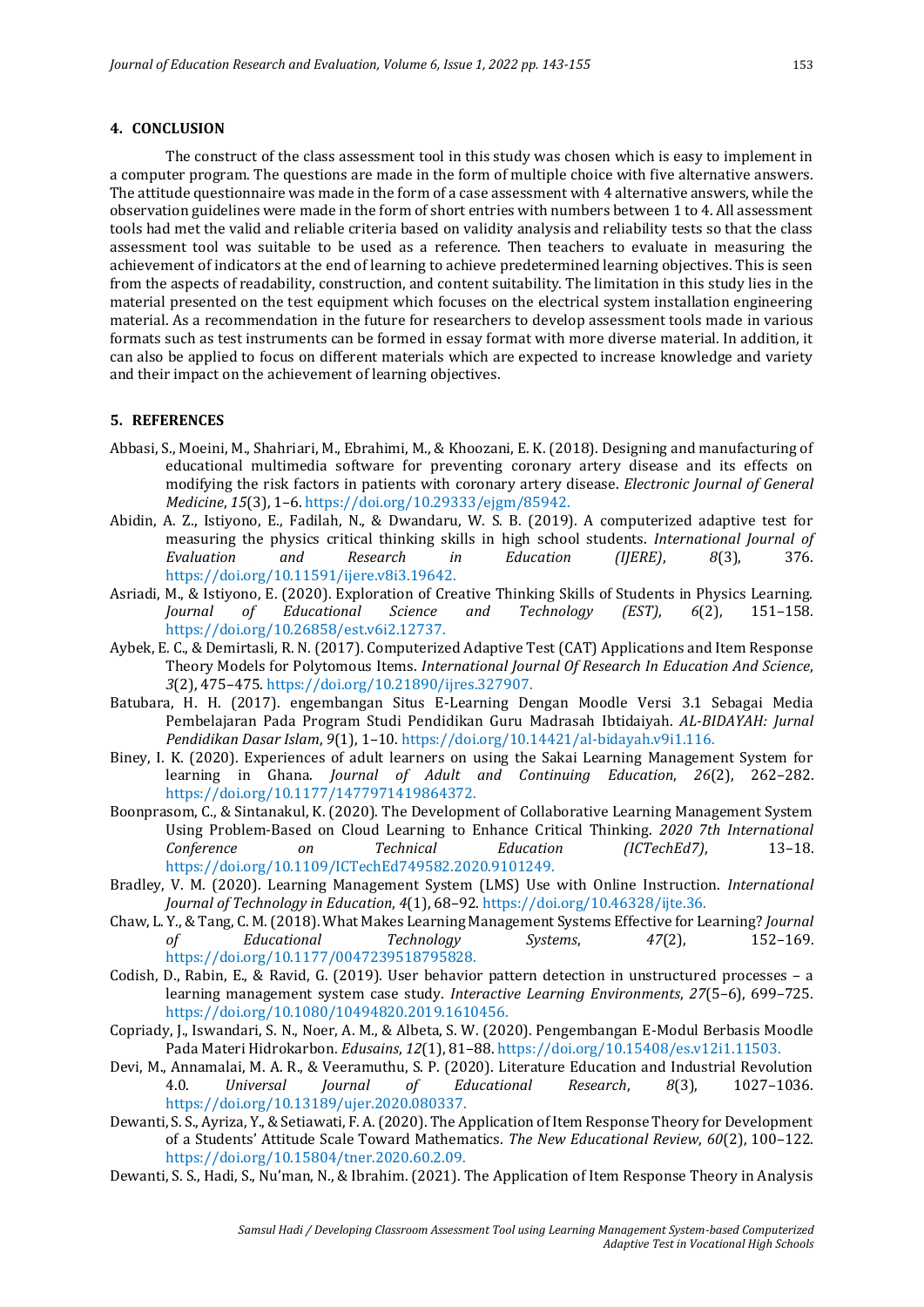## 4. CONCLUSION

The construct of the class assessment tool in this study was chosen which is easy to implement in a computer program. The questions are made in the form of multiple choice with five alternative answers. The attitude questionnaire was made in the form of a case assessment with 4 alternative answers, while the observation guidelines were made in the form of short entries with numbers between 1 to 4. All assessment tools had met the valid and reliable criteria based on validity analysis and reliability tests so that the class assessment tool was suitable to be used as a reference. Then teachers to evaluate in measuring the achievement of indicators at the end of learning to achieve predetermined learning objectives. This is seen from the aspects of readability, construction, and content suitability. The limitation in this study lies in the material presented on the test equipment which focuses on the electrical system installation engineering material. As a recommendation in the future for researchers to develop assessment tools made in various formats such as test instruments can be formed in essay format with more diverse material. In addition, it can also be applied to focus on different materials which are expected to increase knowledge and variety and their impact on the achievement of learning objectives.

## 5. REFERENCES

Abbasi, S., Moeini, M., Shahriari, M., Ebrahimi, M., & Khoozani, E. K. (2018). Designing and manufacturing of educational multimedia software for preventing coronary artery disease and its effects on modifying the risk factors in patients with coronary artery disease. *Electronic Journal of General Medicine*, *15*(3), 1–6. https://doi.org/10.29333/ejgm/85942.

Abidin, A. Z., Istiyono, E., Fadilah, N., & Dwandaru, W. S. B. (2019). A computerized adaptive test for measuring the physics critical thinking skills in high school students. *International Journal of Evaluation and Research in Education (IJERE)*, *8*(3), 376. https://doi.org/10.11591/ijere.v8i3.19642.

Asriadi, M., & Istiyono, E. (2020). Exploration of Creative Thinking Skills of Students in Physics Learning. *Journal of Educational Science and Technology (EST)*, *6*(2), 151–158. https://doi.org/10.26858/est.v6i2.12737.

Aybek, E. C., & Demirtasli, R. N. (2017). Computerized Adaptive Test (CAT) Applications and Item Response Theory Models for Polytomous Items. *International Journal Of Research In Education And Science*, *3*(2), 475–475. https://doi.org/10.21890/ijres.327907.

Batubara, H. H. (2017). engembangan Situs E-Learning Dengan Moodle Versi 3.1 Sebagai Media Pembelajaran Pada Program Studi Pendidikan Guru Madrasah Ibtidaiyah. *AL-BIDAYAH: Jurnal Pendidikan Dasar Islam*, *9*(1), 1–10. https://doi.org/10.14421/al-bidayah.v9i1.116.

Biney, I. K. (2020). Experiences of adult learners on using the Sakai Learning Management System for learning in Ghana. *Journal of Adult and Continuing Education*, *26*(2), 262–282. https://doi.org/10.1177/1477971419864372.

Boonprasom, C., & Sintanakul, K. (2020). The Development of Collaborative Learning Management System Using Problem-Based on Cloud Learning to Enhance Critical Thinking. *2020 7th International Conference on Technical Education (ICTechEd7)*, 13–18. https://doi.org/10.1109/ICTechEd749582.2020.9101249.

Bradley, V. M. (2020). Learning Management System (LMS) Use with Online Instruction. *International Journal of Technology in Education*, *4*(1), 68–92. https://doi.org/10.46328/ijte.36.

Chaw, L. Y., & Tang, C. M. (2018). What Makes Learning Management Systems Effective for Learning? *Journal of Educational Technology Systems*, *47*(2), 152–169. https://doi.org/10.1177/0047239518795828.

Codish, D., Rabin, E., & Ravid, G. (2019). User behavior pattern detection in unstructured processes – a learning management system case study. *Interactive Learning Environments*, *27*(5–6), 699–725. https://doi.org/10.1080/10494820.2019.1610456.

Copriady, J., Iswandari, S. N., Noer, A. M., & Albeta, S. W. (2020). Pengembangan E-Modul Berbasis Moodle Pada Materi Hidrokarbon. *Edusains*, *12*(1), 81–88. https://doi.org/10.15408/es.v12i1.11503.

Devi, M., Annamalai, M. A. R., & Veeramuthu, S. P. (2020). Literature Education and Industrial Revolution 4.0. *Universal Journal of Educational Research*, *8*(3), 1027–1036. https://doi.org/10.13189/ujer.2020.080337.

Dewanti, S. S., Ayriza, Y., & Setiawati, F. A. (2020). The Application of Item Response Theory for Development of a Students' Attitude Scale Toward Mathematics. *The New Educational Review*, *60*(2), 100–122. https://doi.org/10.15804/tner.2020.60.2.09.

Dewanti, S. S., Hadi, S., Nu'man, N., & Ibrahim. (2021). The Application of Item Response Theory in Analysis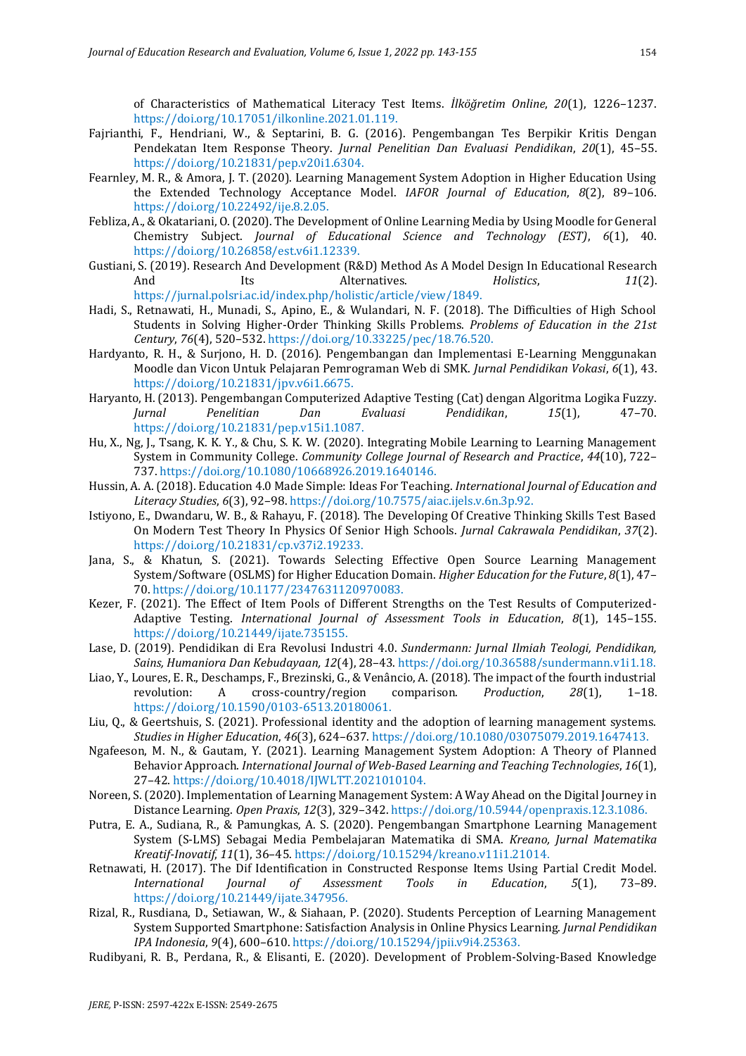of Characteristics of Mathematical Literacy Test Items. *İlköğretim Online*, *20*(1), 1226–1237. https://doi.org/10.17051/ilkonline.2021.01.119.

Fajrianthi, F., Hendriani, W., & Septarini, B. G. (2016). Pengembangan Tes Berpikir Kritis Dengan Pendekatan Item Response Theory. *Jurnal Penelitian Dan Evaluasi Pendidikan*, *20*(1), 45–55. https://doi.org/10.21831/pep.v20i1.6304.

Fearnley, M. R., & Amora, J. T. (2020). Learning Management System Adoption in Higher Education Using the Extended Technology Acceptance Model. *IAFOR Journal of Education*, *8*(2), 89–106. https://doi.org/10.22492/ije.8.2.05.

Febliza, A., & Okatariani, O. (2020). The Development of Online Learning Media by Using Moodle for General Chemistry Subject. *Journal of Educational Science and Technology (EST)*, *6*(1), 40. https://doi.org/10.26858/est.v6i1.12339.

Gustiani, S. (2019). Research And Development (R&D) Method As A Model Design In Educational Research And Its Alternatives. *Holistics*, *11*(2). https://jurnal.polsri.ac.id/index.php/holistic/article/view/1849.

Hadi, S., Retnawati, H., Munadi, S., Apino, E., & Wulandari, N. F. (2018). The Difficulties of High School Students in Solving Higher-Order Thinking Skills Problems. *Problems of Education in the 21st Century*, *76*(4), 520–532. https://doi.org/10.33225/pec/18.76.520.

Hardyanto, R. H., & Surjono, H. D. (2016). Pengembangan dan Implementasi E-Learning Menggunakan Moodle dan Vicon Untuk Pelajaran Pemrograman Web di SMK. *Jurnal Pendidikan Vokasi*, *6*(1), 43. https://doi.org/10.21831/jpv.v6i1.6675.

Haryanto, H. (2013). Pengembangan Computerized Adaptive Testing (Cat) dengan Algoritma Logika Fuzzy. *Jurnal Penelitian Dan Evaluasi Pendidikan*, *15*(1), 47–70. https://doi.org/10.21831/pep.v15i1.1087.

Hu, X., Ng, J., Tsang, K. K. Y., & Chu, S. K. W. (2020). Integrating Mobile Learning to Learning Management System in Community College. *Community College Journal of Research and Practice*, *44*(10), 722–737. https://doi.org/10.1080/10668926.2019.1640146.

Hussin, A. A. (2018). Education 4.0 Made Simple: Ideas For Teaching. *International Journal of Education and Literacy Studies*, *6*(3), 92–98. https://doi.org/10.7575/aiac.ijels.v.6n.3p.92.

Istiyono, E., Dwandaru, W. B., & Rahayu, F. (2018). The Developing Of Creative Thinking Skills Test Based On Modern Test Theory In Physics Of Senior High Schools. *Jurnal Cakrawala Pendidikan*, *37*(2). https://doi.org/10.21831/cp.v37i2.19233.

Jana, S., & Khatun, S. (2021). Towards Selecting Effective Open Source Learning Management System/Software (OSLMS) for Higher Education Domain. *Higher Education for the Future*, *8*(1), 47–70. https://doi.org/10.1177/2347631120970083.

Kezer, F. (2021). The Effect of Item Pools of Different Strengths on the Test Results of Computerized-Adaptive Testing. *International Journal of Assessment Tools in Education*, *8*(1), 145–155. https://doi.org/10.21449/ijate.735155.

Lase, D. (2019). Pendidikan di Era Revolusi Industri 4.0. *Sundermann: Jurnal Ilmiah Teologi, Pendidikan, Sains, Humaniora Dan Kebudayaan, 12*(4), 28–43. https://doi.org/10.36588/sundermann.v1i1.18.

Liao, Y., Loures, E. R., Deschamps, F., Brezinski, G., & Venâncio, A. (2018). The impact of the fourth industrial revolution: A cross-country/region comparison. *Production*, *28*(1), 1–18. https://doi.org/10.1590/0103-6513.20180061.

Liu, Q., & Geertshuis, S. (2021). Professional identity and the adoption of learning management systems. *Studies in Higher Education*, *46*(3), 624–637. https://doi.org/10.1080/03075079.2019.1647413.

Ngafeeson, M. N., & Gautam, Y. (2021). Learning Management System Adoption: A Theory of Planned Behavior Approach. *International Journal of Web-Based Learning and Teaching Technologies*, *16*(1), 27–42. https://doi.org/10.4018/IJWLTT.2021010104.

Noreen, S. (2020). Implementation of Learning Management System: A Way Ahead on the Digital Journey in Distance Learning. *Open Praxis*, *12*(3), 329–342. https://doi.org/10.5944/openpraxis.12.3.1086.

Putra, E. A., Sudiana, R., & Pamungkas, A. S. (2020). Pengembangan Smartphone Learning Management System (S-LMS) Sebagai Media Pembelajaran Matematika di SMA. *Kreano, Jurnal Matematika Kreatif-Inovatif*, *11*(1), 36–45. https://doi.org/10.15294/kreano.v11i1.21014.

Retnawati, H. (2017). The Dif Identification in Constructed Response Items Using Partial Credit Model. *International Journal of Assessment Tools in Education*, *5*(1), 73–89. https://doi.org/10.21449/ijate.347956.

Rizal, R., Rusdiana, D., Setiawan, W., & Siahaan, P. (2020). Students Perception of Learning Management System Supported Smartphone: Satisfaction Analysis in Online Physics Learning. *Jurnal Pendidikan IPA Indonesia*, *9*(4), 600–610. https://doi.org/10.15294/jpii.v9i4.25363.

Rudibyani, R. B., Perdana, R., & Elisanti, E. (2020). Development of Problem-Solving-Based Knowledge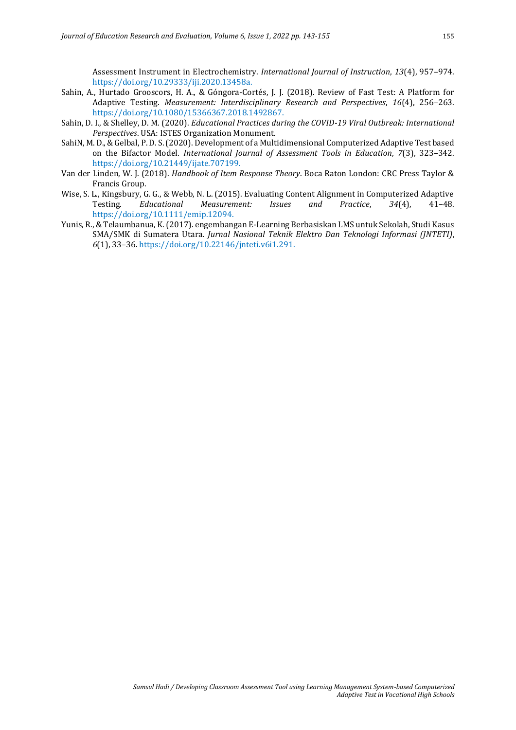Assessment Instrument in Electrochemistry. *International Journal of Instruction*, *13*(4), 957–974. https://doi.org/10.29333/iji.2020.13458a.

Sahin, A., Hurtado Grooscors, H. A., & Góngora-Cortés, J. J. (2018). Review of Fast Test: A Platform for Adaptive Testing. *Measurement: Interdisciplinary Research and Perspectives*, *16*(4), 256–263. https://doi.org/10.1080/15366367.2018.1492867.

Sahin, D. I., & Shelley, D. M. (2020). *Educational Practices during the COVID-19 Viral Outbreak: International Perspectives*. USA: ISTES Organization Monument.

SahiN, M. D., & Gelbal, P. D. S. (2020). Development of a Multidimensional Computerized Adaptive Test based on the Bifactor Model. *International Journal of Assessment Tools in Education*, *7*(3), 323–342. https://doi.org/10.21449/ijate.707199.

Van der Linden, W. J. (2018). *Handbook of Item Response Theory*. Boca Raton London: CRC Press Taylor & Francis Group.

Wise, S. L., Kingsbury, G. G., & Webb, N. L. (2015). Evaluating Content Alignment in Computerized Adaptive Testing. *Educational Measurement: Issues and Practice*, *34*(4), 41–48. https://doi.org/10.1111/emip.12094.

Yunis, R., & Telaumbanua, K. (2017). engembangan E-Learning Berbasiskan LMS untuk Sekolah, Studi Kasus SMA/SMK di Sumatera Utara. *Jurnal Nasional Teknik Elektro Dan Teknologi Informasi (JNTETI)*, *6*(1), 33–36. https://doi.org/10.22146/jnteti.v6i1.291.